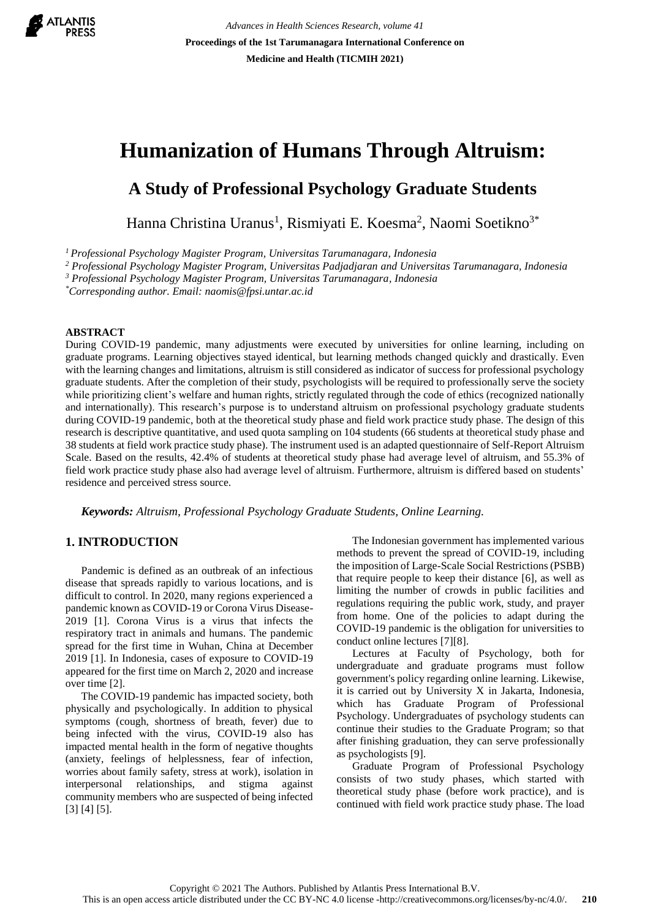# Humanization of Humans Through Altruism:

## A Study of Professional Psychology Graduate Students

Hanna Christina Uranus[1], Rismiyati E. Koesma[2], Naomi Soetikno[3*]

[1] *Professional Psychology Magister Program, Universitas Tarumanagara, Indonesia*
[2] *Professional Psychology Magister Program, Universitas Padjadjaran and Universitas Tarumanagara, Indonesia*
[3] *Professional Psychology Magister Program, Universitas Tarumanagara, Indonesia*
[*] *Corresponding author. Email: naomis@fpsi.untar.ac.id*

### ABSTRACT

During COVID-19 pandemic, many adjustments were executed by universities for online learning, including on graduate programs. Learning objectives stayed identical, but learning methods changed quickly and drastically. Even with the learning changes and limitations, altruism is still considered as indicator of success for professional psychology graduate students. After the completion of their study, psychologists will be required to professionally serve the society while prioritizing client's welfare and human rights, strictly regulated through the code of ethics (recognized nationally and internationally). This research's purpose is to understand altruism on professional psychology graduate students during COVID-19 pandemic, both at the theoretical study phase and field work practice study phase. The design of this research is descriptive quantitative, and used quota sampling on 104 students (66 students at theoretical study phase and 38 students at field work practice study phase). The instrument used is an adapted questionnaire of Self-Report Altruism Scale. Based on the results, 42.4% of students at theoretical study phase had average level of altruism, and 55.3% of field work practice study phase also had average level of altruism. Furthermore, altruism is differed based on students' residence and perceived stress source.

***Keywords:*** *Altruism, Professional Psychology Graduate Students, Online Learning.*

## 1. INTRODUCTION

Pandemic is defined as an outbreak of an infectious disease that spreads rapidly to various locations, and is difficult to control. In 2020, many regions experienced a pandemic known as COVID-19 or Corona Virus Disease-2019 [1]. Corona Virus is a virus that infects the respiratory tract in animals and humans. The pandemic spread for the first time in Wuhan, China at December 2019 [1]. In Indonesia, cases of exposure to COVID-19 appeared for the first time on March 2, 2020 and increase over time [2].

The COVID-19 pandemic has impacted society, both physically and psychologically. In addition to physical symptoms (cough, shortness of breath, fever) due to being infected with the virus, COVID-19 also has impacted mental health in the form of negative thoughts (anxiety, feelings of helplessness, fear of infection, worries about family safety, stress at work), isolation in interpersonal relationships, and stigma against community members who are suspected of being infected [3] [4] [5].

The Indonesian government has implemented various methods to prevent the spread of COVID-19, including the imposition of Large-Scale Social Restrictions (PSBB) that require people to keep their distance [6], as well as limiting the number of crowds in public facilities and regulations requiring the public work, study, and prayer from home. One of the policies to adapt during the COVID-19 pandemic is the obligation for universities to conduct online lectures [7][8].

Lectures at Faculty of Psychology, both for undergraduate and graduate programs must follow government's policy regarding online learning. Likewise, it is carried out by University X in Jakarta, Indonesia, which has Graduate Program of Professional Psychology. Undergraduates of psychology students can continue their studies to the Graduate Program; so that after finishing graduation, they can serve professionally as psychologists [9].

Graduate Program of Professional Psychology consists of two study phases, which started with theoretical study phase (before work practice), and is continued with field work practice study phase. The load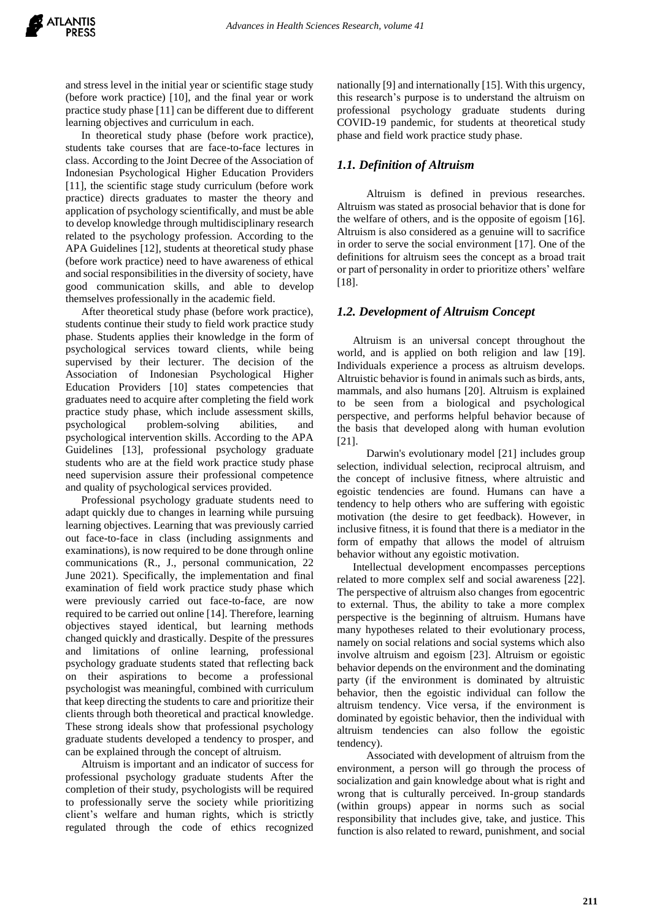and stress level in the initial year or scientific stage study (before work practice) [10], and the final year or work practice study phase [11] can be different due to different learning objectives and curriculum in each.

In theoretical study phase (before work practice), students take courses that are face-to-face lectures in class. According to the Joint Decree of the Association of Indonesian Psychological Higher Education Providers [11], the scientific stage study curriculum (before work practice) directs graduates to master the theory and application of psychology scientifically, and must be able to develop knowledge through multidisciplinary research related to the psychology profession. According to the APA Guidelines [12], students at theoretical study phase (before work practice) need to have awareness of ethical and social responsibilities in the diversity of society, have good communication skills, and able to develop themselves professionally in the academic field.

After theoretical study phase (before work practice), students continue their study to field work practice study phase. Students applies their knowledge in the form of psychological services toward clients, while being supervised by their lecturer. The decision of the Association of Indonesian Psychological Higher Education Providers [10] states competencies that graduates need to acquire after completing the field work practice study phase, which include assessment skills, psychological problem-solving abilities, and psychological intervention skills. According to the APA Guidelines [13], professional psychology graduate students who are at the field work practice study phase need supervision assure their professional competence and quality of psychological services provided.

Professional psychology graduate students need to adapt quickly due to changes in learning while pursuing learning objectives. Learning that was previously carried out face-to-face in class (including assignments and examinations), is now required to be done through online communications (R., J., personal communication, 22 June 2021). Specifically, the implementation and final examination of field work practice study phase which were previously carried out face-to-face, are now required to be carried out online [14]. Therefore, learning objectives stayed identical, but learning methods changed quickly and drastically. Despite of the pressures and limitations of online learning, professional psychology graduate students stated that reflecting back on their aspirations to become a professional psychologist was meaningful, combined with curriculum that keep directing the students to care and prioritize their clients through both theoretical and practical knowledge. These strong ideals show that professional psychology graduate students developed a tendency to prosper, and can be explained through the concept of altruism.

Altruism is important and an indicator of success for professional psychology graduate students After the completion of their study, psychologists will be required to professionally serve the society while prioritizing client's welfare and human rights, which is strictly regulated through the code of ethics recognized nationally [9] and internationally [15]. With this urgency, this research's purpose is to understand the altruism on professional psychology graduate students during COVID-19 pandemic, for students at theoretical study phase and field work practice study phase.

### *1.1. Definition of Altruism*

Altruism is defined in previous researches. Altruism was stated as prosocial behavior that is done for the welfare of others, and is the opposite of egoism [16]. Altruism is also considered as a genuine will to sacrifice in order to serve the social environment [17]. One of the definitions for altruism sees the concept as a broad trait or part of personality in order to prioritize others' welfare [18].

### *1.2. Development of Altruism Concept*

Altruism is an universal concept throughout the world, and is applied on both religion and law [19]. Individuals experience a process as altruism develops. Altruistic behavior is found in animals such as birds, ants, mammals, and also humans [20]. Altruism is explained to be seen from a biological and psychological perspective, and performs helpful behavior because of the basis that developed along with human evolution [21].

Darwin's evolutionary model [21] includes group selection, individual selection, reciprocal altruism, and the concept of inclusive fitness, where altruistic and egoistic tendencies are found. Humans can have a tendency to help others who are suffering with egoistic motivation (the desire to get feedback). However, in inclusive fitness, it is found that there is a mediator in the form of empathy that allows the model of altruism behavior without any egoistic motivation.

Intellectual development encompasses perceptions related to more complex self and social awareness [22]. The perspective of altruism also changes from egocentric to external. Thus, the ability to take a more complex perspective is the beginning of altruism. Humans have many hypotheses related to their evolutionary process, namely on social relations and social systems which also involve altruism and egoism [23]. Altruism or egoistic behavior depends on the environment and the dominating party (if the environment is dominated by altruistic behavior, then the egoistic individual can follow the altruism tendency. Vice versa, if the environment is dominated by egoistic behavior, then the individual with altruism tendencies can also follow the egoistic tendency).

Associated with development of altruism from the environment, a person will go through the process of socialization and gain knowledge about what is right and wrong that is culturally perceived. In-group standards (within groups) appear in norms such as social responsibility that includes give, take, and justice. This function is also related to reward, punishment, and social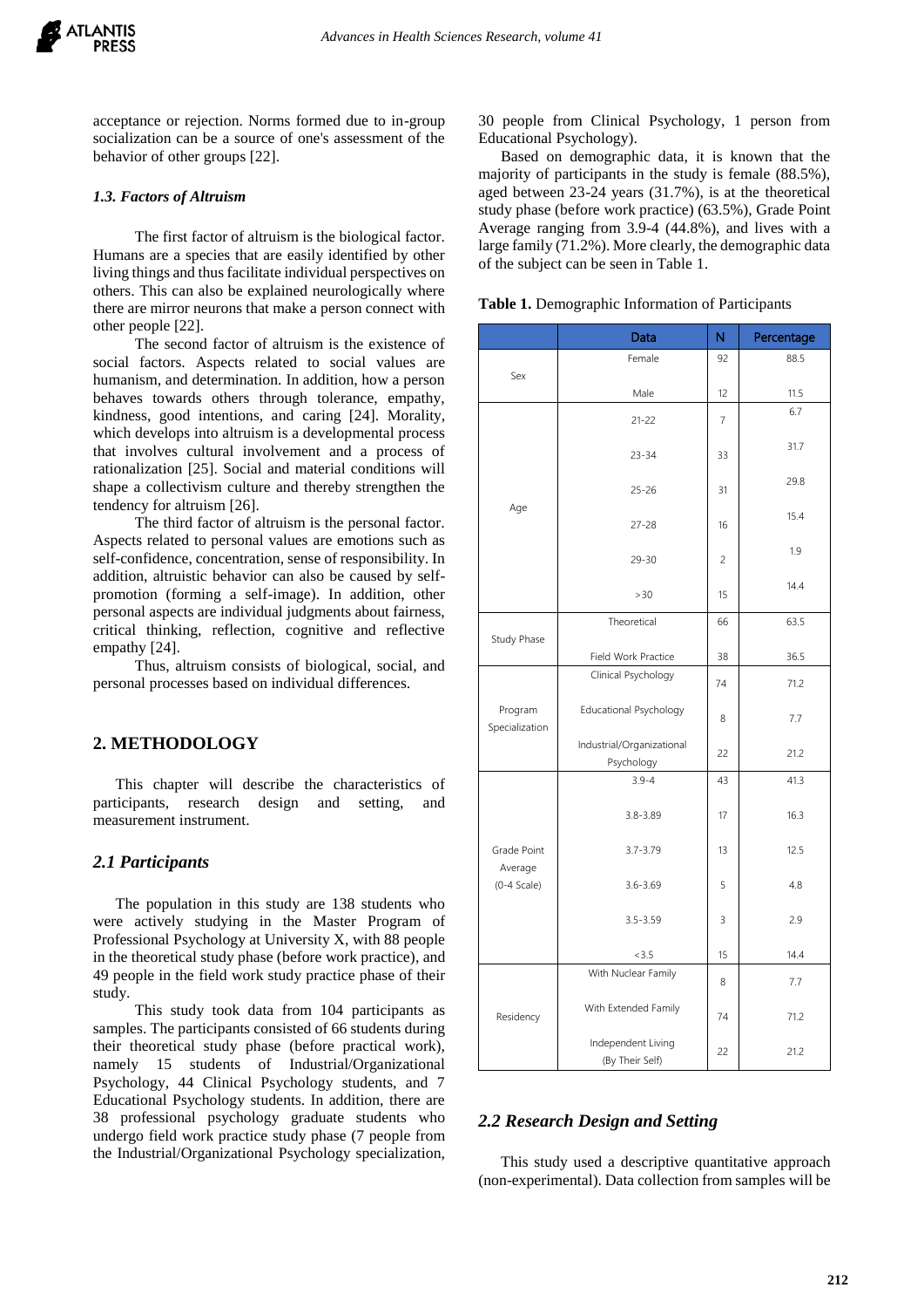acceptance or rejection. Norms formed due to in-group socialization can be a source of one's assessment of the behavior of other groups [22].

### *1.3. Factors of Altruism*

The first factor of altruism is the biological factor. Humans are a species that are easily identified by other living things and thus facilitate individual perspectives on others. This can also be explained neurologically where there are mirror neurons that make a person connect with other people [22].

The second factor of altruism is the existence of social factors. Aspects related to social values are humanism, and determination. In addition, how a person behaves towards others through tolerance, empathy, kindness, good intentions, and caring [24]. Morality, which develops into altruism is a developmental process that involves cultural involvement and a process of rationalization [25]. Social and material conditions will shape a collectivism culture and thereby strengthen the tendency for altruism [26].

The third factor of altruism is the personal factor. Aspects related to personal values are emotions such as self-confidence, concentration, sense of responsibility. In addition, altruistic behavior can also be caused by self-promotion (forming a self-image). In addition, other personal aspects are individual judgments about fairness, critical thinking, reflection, cognitive and reflective empathy [24].

Thus, altruism consists of biological, social, and personal processes based on individual differences.

## 2. METHODOLOGY

This chapter will describe the characteristics of participants, research design and setting, and measurement instrument.

### *2.1 Participants*

The population in this study are 138 students who were actively studying in the Master Program of Professional Psychology at University X, with 88 people in the theoretical study phase (before work practice), and 49 people in the field work study practice phase of their study.

This study took data from 104 participants as samples. The participants consisted of 66 students during their theoretical study phase (before practical work), namely 15 students of Industrial/Organizational Psychology, 44 Clinical Psychology students, and 7 Educational Psychology students. In addition, there are 38 professional psychology graduate students who undergo field work practice study phase (7 people from the Industrial/Organizational Psychology specialization, 30 people from Clinical Psychology, 1 person from Educational Psychology).

Based on demographic data, it is known that the majority of participants in the study is female (88.5%), aged between 23-24 years (31.7%), is at the theoretical study phase (before work practice) (63.5%), Grade Point Average ranging from 3.9-4 (44.8%), and lives with a large family (71.2%). More clearly, the demographic data of the subject can be seen in Table 1.

**Table 1.** Demographic Information of Participants

| | Data | N | Percentage |
|---|---|---|---|
| Sex | Female | 92 | 88.5 |
| | Male | 12 | 11.5 |
| Age | 21-22 | 7 | 6.7 |
| | 23-34 | 33 | 31.7 |
| | 25-26 | 31 | 29.8 |
| | 27-28 | 16 | 15.4 |
| | 29-30 | 2 | 1.9 |
| | >30 | 15 | 14.4 |
| Study Phase | Theoretical | 66 | 63.5 |
| | Field Work Practice | 38 | 36.5 |
| Program Specialization | Clinical Psychology | 74 | 71.2 |
| | Educational Psychology | 8 | 7.7 |
| | Industrial/Organizational Psychology | 22 | 21.2 |
| Grade Point Average (0-4 Scale) | 3.9-4 | 43 | 41.3 |
| | 3.8-3.89 | 17 | 16.3 |
| | 3.7-3.79 | 13 | 12.5 |
| | 3.6-3.69 | 5 | 4.8 |
| | 3.5-3.59 | 3 | 2.9 |
| | <3.5 | 15 | 14.4 |
| Residency | With Nuclear Family | 8 | 7.7 |
| | With Extended Family | 74 | 71.2 |
| | Independent Living (By Their Self) | 22 | 21.2 |

### *2.2 Research Design and Setting*

This study used a descriptive quantitative approach (non-experimental). Data collection from samples will be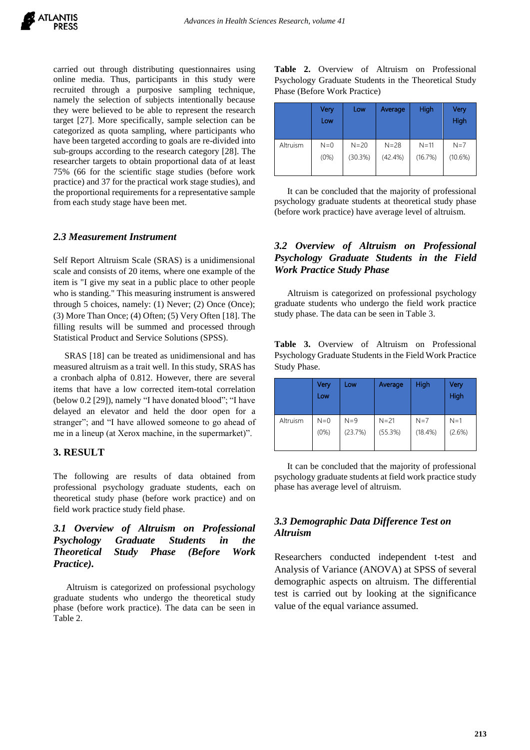carried out through distributing questionnaires using online media. Thus, participants in this study were recruited through a purposive sampling technique, namely the selection of subjects intentionally because they were believed to be able to represent the research target [27]. More specifically, sample selection can be categorized as quota sampling, where participants who have been targeted according to goals are re-divided into sub-groups according to the research category [28]. The researcher targets to obtain proportional data of at least 75% (66 for the scientific stage studies (before work practice) and 37 for the practical work stage studies), and the proportional requirements for a representative sample from each study stage have been met.

### *2.3 Measurement Instrument*

Self Report Altruism Scale (SRAS) is a unidimensional scale and consists of 20 items, where one example of the item is "I give my seat in a public place to other people who is standing." This measuring instrument is answered through 5 choices, namely: (1) Never; (2) Once (Once); (3) More Than Once; (4) Often; (5) Very Often [18]. The filling results will be summed and processed through Statistical Product and Service Solutions (SPSS).

SRAS [18] can be treated as unidimensional and has measured altruism as a trait well. In this study, SRAS has a cronbach alpha of 0.812. However, there are several items that have a low corrected item-total correlation (below 0.2 [29]), namely "I have donated blood"; "I have delayed an elevator and held the door open for a stranger"; and "I have allowed someone to go ahead of me in a lineup (at Xerox machine, in the supermarket)".

## 3. RESULT

The following are results of data obtained from professional psychology graduate students, each on theoretical study phase (before work practice) and on field work practice study field phase.

### *3.1 Overview of Altruism on Professional Psychology Graduate Students in the Theoretical Study Phase (Before Work Practice).*

Altruism is categorized on professional psychology graduate students who undergo the theoretical study phase (before work practice). The data can be seen in Table 2.

**Table 2.** Overview of Altruism on Professional Psychology Graduate Students in the Theoretical Study Phase (Before Work Practice)

| | Very Low | Low | Average | High | Very High |
|---|---|---|---|---|---|
| Altruism | N=0 (0%) | N=20 (30.3%) | N=28 (42.4%) | N=11 (16.7%) | N=7 (10.6%) |

It can be concluded that the majority of professional psychology graduate students at theoretical study phase (before work practice) have average level of altruism.

### *3.2 Overview of Altruism on Professional Psychology Graduate Students in the Field Work Practice Study Phase*

Altruism is categorized on professional psychology graduate students who undergo the field work practice study phase. The data can be seen in Table 3.

**Table 3.** Overview of Altruism on Professional Psychology Graduate Students in the Field Work Practice Study Phase.

| | Very Low | Low | Average | High | Very High |
|---|---|---|---|---|---|
| Altruism | N=0 (0%) | N=9 (23.7%) | N=21 (55.3%) | N=7 (18.4%) | N=1 (2.6%) |

It can be concluded that the majority of professional psychology graduate students at field work practice study phase has average level of altruism.

### *3.3 Demographic Data Difference Test on Altruism*

Researchers conducted independent t-test and Analysis of Variance (ANOVA) at SPSS of several demographic aspects on altruism. The differential test is carried out by looking at the significance value of the equal variance assumed.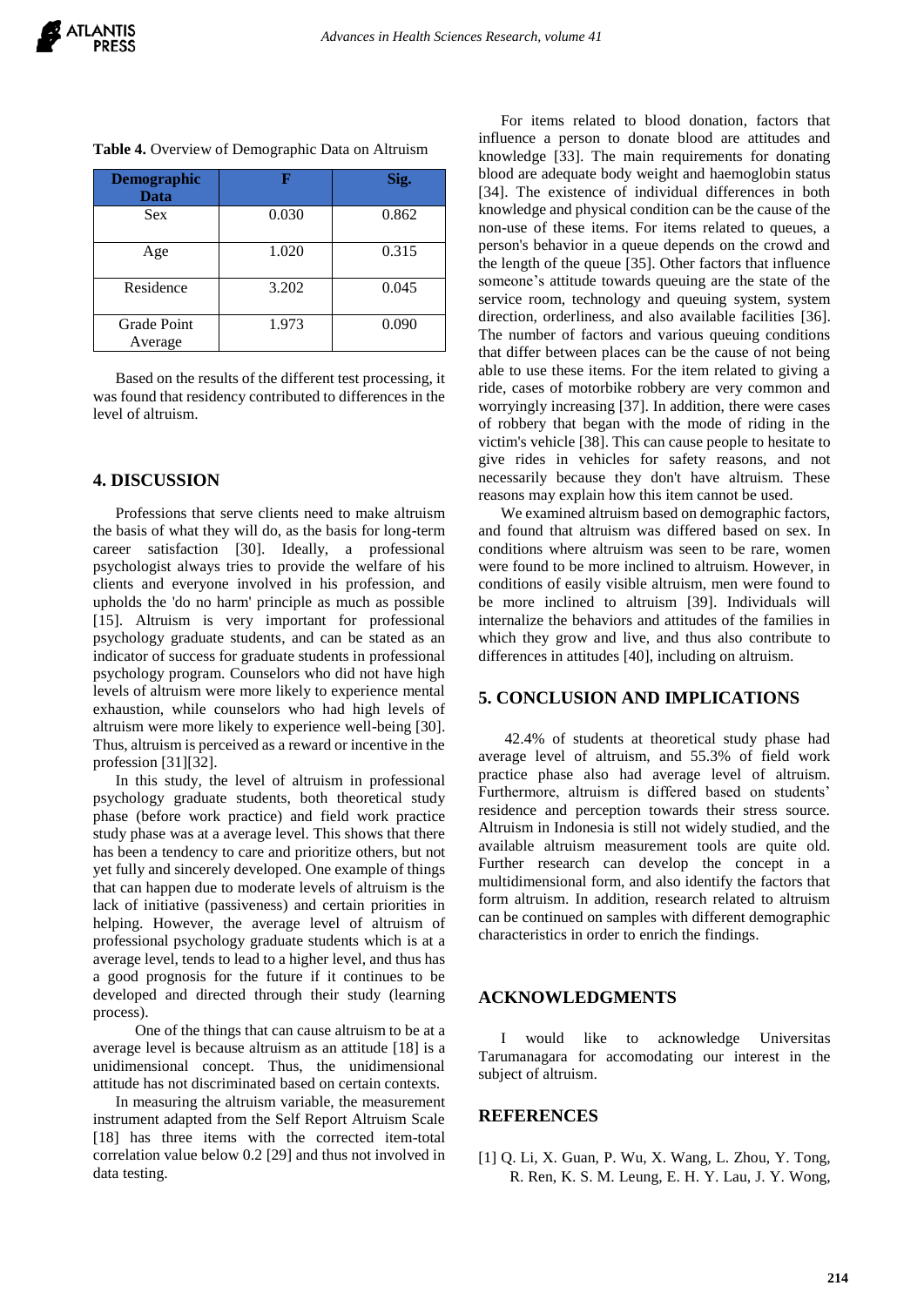**Table 4.** Overview of Demographic Data on Altruism

| Demographic Data | F | Sig. |
| --- | --- | --- |
| Sex | 0.030 | 0.862 |
| Age | 1.020 | 0.315 |
| Residence | 3.202 | 0.045 |
| Grade Point Average | 1.973 | 0.090 |

Based on the results of the different test processing, it was found that residency contributed to differences in the level of altruism.

## 4. DISCUSSION

Professions that serve clients need to make altruism the basis of what they will do, as the basis for long-term career satisfaction [30]. Ideally, a professional psychologist always tries to provide the welfare of his clients and everyone involved in his profession, and upholds the 'do no harm' principle as much as possible [15]. Altruism is very important for professional psychology graduate students, and can be stated as an indicator of success for graduate students in professional psychology program. Counselors who did not have high levels of altruism were more likely to experience mental exhaustion, while counselors who had high levels of altruism were more likely to experience well-being [30]. Thus, altruism is perceived as a reward or incentive in the profession [31][32].

In this study, the level of altruism in professional psychology graduate students, both theoretical study phase (before work practice) and field work practice study phase was at a average level. This shows that there has been a tendency to care and prioritize others, but not yet fully and sincerely developed. One example of things that can happen due to moderate levels of altruism is the lack of initiative (passiveness) and certain priorities in helping. However, the average level of altruism of professional psychology graduate students which is at a average level, tends to lead to a higher level, and thus has a good prognosis for the future if it continues to be developed and directed through their study (learning process).

One of the things that can cause altruism to be at a average level is because altruism as an attitude [18] is a unidimensional concept. Thus, the unidimensional attitude has not discriminated based on certain contexts.

In measuring the altruism variable, the measurement instrument adapted from the Self Report Altruism Scale [18] has three items with the corrected item-total correlation value below 0.2 [29] and thus not involved in data testing.

For items related to blood donation, factors that influence a person to donate blood are attitudes and knowledge [33]. The main requirements for donating blood are adequate body weight and haemoglobin status [34]. The existence of individual differences in both knowledge and physical condition can be the cause of the non-use of these items. For items related to queues, a person's behavior in a queue depends on the crowd and the length of the queue [35]. Other factors that influence someone's attitude towards queuing are the state of the service room, technology and queuing system, system direction, orderliness, and also available facilities [36]. The number of factors and various queuing conditions that differ between places can be the cause of not being able to use these items. For the item related to giving a ride, cases of motorbike robbery are very common and worryingly increasing [37]. In addition, there were cases of robbery that began with the mode of riding in the victim's vehicle [38]. This can cause people to hesitate to give rides in vehicles for safety reasons, and not necessarily because they don't have altruism. These reasons may explain how this item cannot be used.

We examined altruism based on demographic factors, and found that altruism was differed based on sex. In conditions where altruism was seen to be rare, women were found to be more inclined to altruism. However, in conditions of easily visible altruism, men were found to be more inclined to altruism [39]. Individuals will internalize the behaviors and attitudes of the families in which they grow and live, and thus also contribute to differences in attitudes [40], including on altruism.

## 5. CONCLUSION AND IMPLICATIONS

42.4% of students at theoretical study phase had average level of altruism, and 55.3% of field work practice phase also had average level of altruism. Furthermore, altruism is differed based on students' residence and perception towards their stress source. Altruism in Indonesia is still not widely studied, and the available altruism measurement tools are quite old. Further research can develop the concept in a multidimensional form, and also identify the factors that form altruism. In addition, research related to altruism can be continued on samples with different demographic characteristics in order to enrich the findings.

## ACKNOWLEDGMENTS

I would like to acknowledge Universitas Tarumanagara for accomodating our interest in the subject of altruism.

## REFERENCES

[1] Q. Li, X. Guan, P. Wu, X. Wang, L. Zhou, Y. Tong, R. Ren, K. S. M. Leung, E. H. Y. Lau, J. Y. Wong,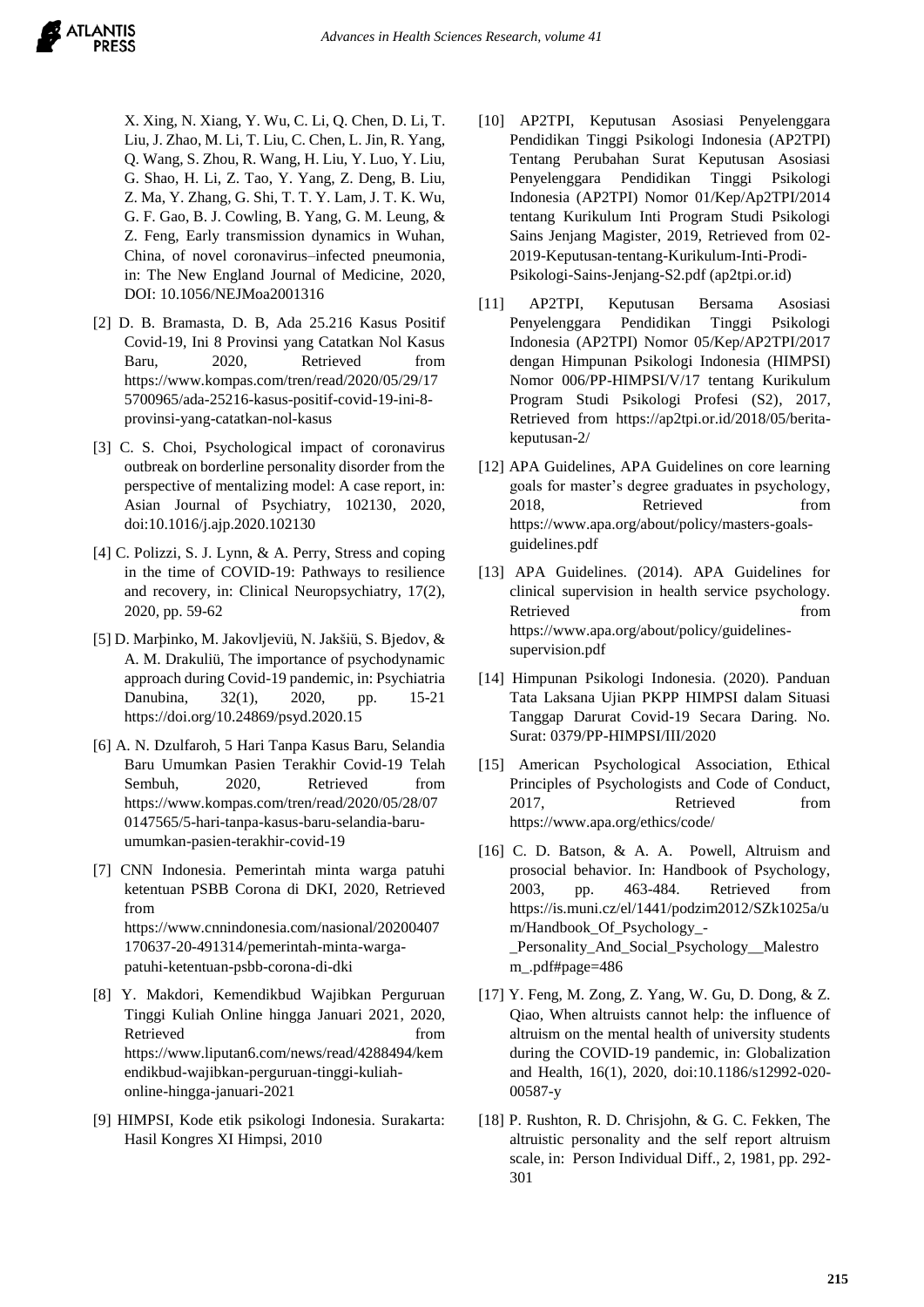X. Xing, N. Xiang, Y. Wu, C. Li, Q. Chen, D. Li, T. Liu, J. Zhao, M. Li, T. Liu, C. Chen, L. Jin, R. Yang, Q. Wang, S. Zhou, R. Wang, H. Liu, Y. Luo, Y. Liu, G. Shao, H. Li, Z. Tao, Y. Yang, Z. Deng, B. Liu, Z. Ma, Y. Zhang, G. Shi, T. T. Y. Lam, J. T. K. Wu, G. F. Gao, B. J. Cowling, B. Yang, G. M. Leung, & Z. Feng, Early transmission dynamics in Wuhan, China, of novel coronavirus–infected pneumonia, in: The New England Journal of Medicine, 2020, DOI: 10.1056/NEJMoa2001316

[2] D. B. Bramasta, D. B, Ada 25.216 Kasus Positif Covid-19, Ini 8 Provinsi yang Catatkan Nol Kasus Baru, 2020, Retrieved from https://www.kompas.com/tren/read/2020/05/29/175700965/ada-25216-kasus-positif-covid-19-ini-8-provinsi-yang-catatkan-nol-kasus

[3] C. S. Choi, Psychological impact of coronavirus outbreak on borderline personality disorder from the perspective of mentalizing model: A case report, in: Asian Journal of Psychiatry, 102130, 2020, doi:10.1016/j.ajp.2020.102130

[4] C. Polizzi, S. J. Lynn, & A. Perry, Stress and coping in the time of COVID-19: Pathways to resilience and recovery, in: Clinical Neuropsychiatry, 17(2), 2020, pp. 59-62

[5] D. Marþinko, M. Jakovljeviü, N. Jakšiü, S. Bjedov, & A. M. Drakuliü, The importance of psychodynamic approach during Covid-19 pandemic, in: Psychiatria Danubina, 32(1), 2020, pp. 15-21 https://doi.org/10.24869/psyd.2020.15

[6] A. N. Dzulfaroh, 5 Hari Tanpa Kasus Baru, Selandia Baru Umumkan Pasien Terakhir Covid-19 Telah Sembuh, 2020, Retrieved from https://www.kompas.com/tren/read/2020/05/28/070147565/5-hari-tanpa-kasus-baru-selandia-baru-umumkan-pasien-terakhir-covid-19

[7] CNN Indonesia. Pemerintah minta warga patuhi ketentuan PSBB Corona di DKI, 2020, Retrieved from https://www.cnnindonesia.com/nasional/20200407170637-20-491314/pemerintah-minta-warga-patuhi-ketentuan-psbb-corona-di-dki

[8] Y. Makdori, Kemendikbud Wajibkan Perguruan Tinggi Kuliah Online hingga Januari 2021, 2020, Retrieved from https://www.liputan6.com/news/read/4288494/kemendikbud-wajibkan-perguruan-tinggi-kuliah-online-hingga-januari-2021

[9] HIMPSI, Kode etik psikologi Indonesia. Surakarta: Hasil Kongres XI Himpsi, 2010

[10] AP2TPI, Keputusan Asosiasi Penyelenggara Pendidikan Tinggi Psikologi Indonesia (AP2TPI) Tentang Perubahan Surat Keputusan Asosiasi Penyelenggara Pendidikan Tinggi Psikologi Indonesia (AP2TPI) Nomor 01/Kep/Ap2TPI/2014 tentang Kurikulum Inti Program Studi Psikologi Sains Jenjang Magister, 2019, Retrieved from 02-2019-Keputusan-tentang-Kurikulum-Inti-Prodi-Psikologi-Sains-Jenjang-S2.pdf (ap2tpi.or.id)

[11] AP2TPI, Keputusan Bersama Asosiasi Penyelenggara Pendidikan Tinggi Psikologi Indonesia (AP2TPI) Nomor 05/Kep/AP2TPI/2017 dengan Himpunan Psikologi Indonesia (HIMPSI) Nomor 006/PP-HIMPSI/V/17 tentang Kurikulum Program Studi Psikologi Profesi (S2), 2017, Retrieved from https://ap2tpi.or.id/2018/05/berita-keputusan-2/

[12] APA Guidelines, APA Guidelines on core learning goals for master's degree graduates in psychology, 2018, Retrieved from https://www.apa.org/about/policy/masters-goals-guidelines.pdf

[13] APA Guidelines. (2014). APA Guidelines for clinical supervision in health service psychology. Retrieved from https://www.apa.org/about/policy/guidelines-supervision.pdf

[14] Himpunan Psikologi Indonesia. (2020). Panduan Tata Laksana Ujian PKPP HIMPSI dalam Situasi Tanggap Darurat Covid-19 Secara Daring. No. Surat: 0379/PP-HIMPSI/III/2020

[15] American Psychological Association, Ethical Principles of Psychologists and Code of Conduct, 2017, Retrieved from https://www.apa.org/ethics/code/

[16] C. D. Batson, & A. A. Powell, Altruism and prosocial behavior. In: Handbook of Psychology, 2003, pp. 463-484. Retrieved from https://is.muni.cz/el/1441/podzim2012/SZk1025a/um/Handbook_Of_Psychology_-_Personality_And_Social_Psychology__Malestrom_.pdf#page=486

[17] Y. Feng, M. Zong, Z. Yang, W. Gu, D. Dong, & Z. Qiao, When altruists cannot help: the influence of altruism on the mental health of university students during the COVID-19 pandemic, in: Globalization and Health, 16(1), 2020, doi:10.1186/s12992-020-00587-y

[18] P. Rushton, R. D. Chrisjohn, & G. C. Fekken, The altruistic personality and the self report altruism scale, in: Person Individual Diff., 2, 1981, pp. 292-301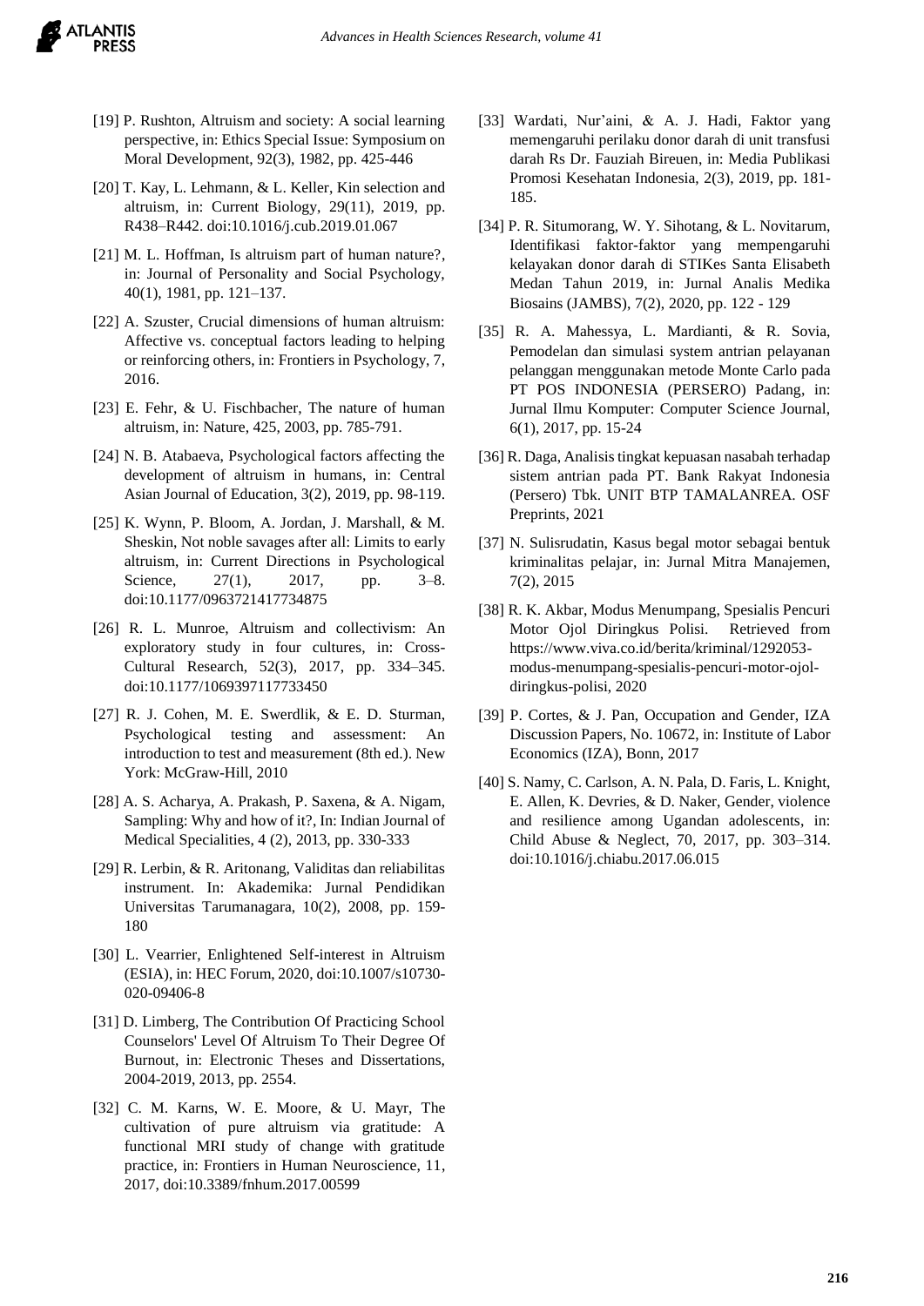[19] P. Rushton, Altruism and society: A social learning perspective, in: Ethics Special Issue: Symposium on Moral Development, 92(3), 1982, pp. 425-446

[20] T. Kay, L. Lehmann, & L. Keller, Kin selection and altruism, in: Current Biology, 29(11), 2019, pp. R438–R442. doi:10.1016/j.cub.2019.01.067

[21] M. L. Hoffman, Is altruism part of human nature?, in: Journal of Personality and Social Psychology, 40(1), 1981, pp. 121–137.

[22] A. Szuster, Crucial dimensions of human altruism: Affective vs. conceptual factors leading to helping or reinforcing others, in: Frontiers in Psychology, 7, 2016.

[23] E. Fehr, & U. Fischbacher, The nature of human altruism, in: Nature, 425, 2003, pp. 785-791.

[24] N. B. Atabaeva, Psychological factors affecting the development of altruism in humans, in: Central Asian Journal of Education, 3(2), 2019, pp. 98-119.

[25] K. Wynn, P. Bloom, A. Jordan, J. Marshall, & M. Sheskin, Not noble savages after all: Limits to early altruism, in: Current Directions in Psychological Science, 27(1), 2017, pp. 3–8. doi:10.1177/0963721417734875

[26] R. L. Munroe, Altruism and collectivism: An exploratory study in four cultures, in: Cross-Cultural Research, 52(3), 2017, pp. 334–345. doi:10.1177/1069397117733450

[27] R. J. Cohen, M. E. Swerdlik, & E. D. Sturman, Psychological testing and assessment: An introduction to test and measurement (8th ed.). New York: McGraw-Hill, 2010

[28] A. S. Acharya, A. Prakash, P. Saxena, & A. Nigam, Sampling: Why and how of it?, In: Indian Journal of Medical Specialities, 4 (2), 2013, pp. 330-333

[29] R. Lerbin, & R. Aritonang, Validitas dan reliabilitas instrument. In: Akademika: Jurnal Pendidikan Universitas Tarumanagara, 10(2), 2008, pp. 159-180

[30] L. Vearrier, Enlightened Self-interest in Altruism (ESIA), in: HEC Forum, 2020, doi:10.1007/s10730-020-09406-8

[31] D. Limberg, The Contribution Of Practicing School Counselors' Level Of Altruism To Their Degree Of Burnout, in: Electronic Theses and Dissertations, 2004-2019, 2013, pp. 2554.

[32] C. M. Karns, W. E. Moore, & U. Mayr, The cultivation of pure altruism via gratitude: A functional MRI study of change with gratitude practice, in: Frontiers in Human Neuroscience, 11, 2017, doi:10.3389/fnhum.2017.00599

[33] Wardati, Nur'aini, & A. J. Hadi, Faktor yang memengaruhi perilaku donor darah di unit transfusi darah Rs Dr. Fauziah Bireuen, in: Media Publikasi Promosi Kesehatan Indonesia, 2(3), 2019, pp. 181-185.

[34] P. R. Situmorang, W. Y. Sihotang, & L. Novitarum, Identifikasi faktor-faktor yang mempengaruhi kelayakan donor darah di STIKes Santa Elisabeth Medan Tahun 2019, in: Jurnal Analis Medika Biosains (JAMBS), 7(2), 2020, pp. 122 - 129

[35] R. A. Mahessya, L. Mardianti, & R. Sovia, Pemodelan dan simulasi system antrian pelayanan pelanggan menggunakan metode Monte Carlo pada PT POS INDONESIA (PERSERO) Padang, in: Jurnal Ilmu Komputer: Computer Science Journal, 6(1), 2017, pp. 15-24

[36] R. Daga, Analisis tingkat kepuasan nasabah terhadap sistem antrian pada PT. Bank Rakyat Indonesia (Persero) Tbk. UNIT BTP TAMALANREA. OSF Preprints, 2021

[37] N. Sulisrudatin, Kasus begal motor sebagai bentuk kriminalitas pelajar, in: Jurnal Mitra Manajemen, 7(2), 2015

[38] R. K. Akbar, Modus Menumpang, Spesialis Pencuri Motor Ojol Diringkus Polisi. Retrieved from https://www.viva.co.id/berita/kriminal/1292053-modus-menumpang-spesialis-pencuri-motor-ojol-diringkus-polisi, 2020

[39] P. Cortes, & J. Pan, Occupation and Gender, IZA Discussion Papers, No. 10672, in: Institute of Labor Economics (IZA), Bonn, 2017

[40] S. Namy, C. Carlson, A. N. Pala, D. Faris, L. Knight, E. Allen, K. Devries, & D. Naker, Gender, violence and resilience among Ugandan adolescents, in: Child Abuse & Neglect, 70, 2017, pp. 303–314. doi:10.1016/j.chiabu.2017.06.015